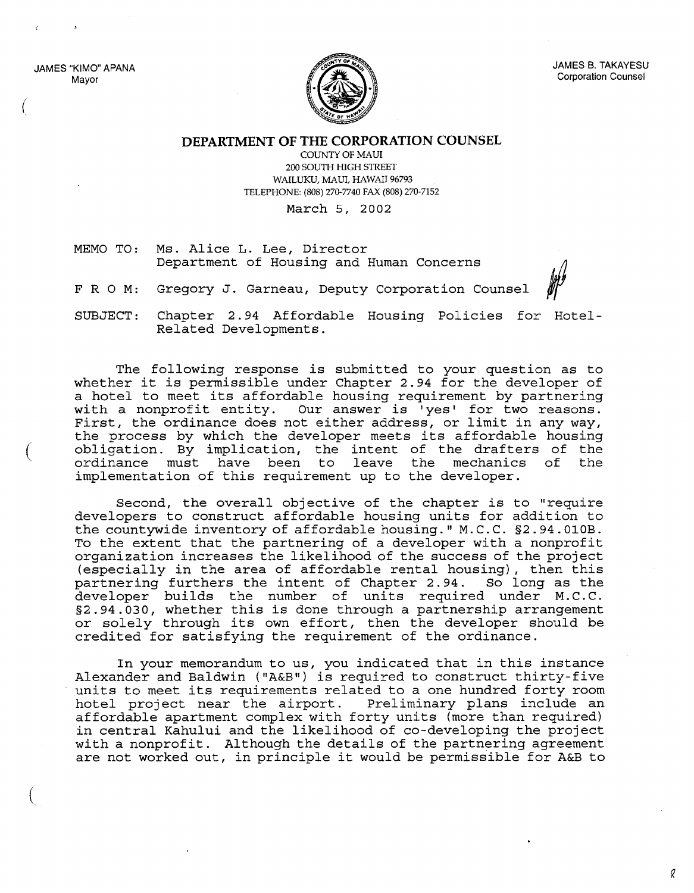JAMES "KIMO" APANA
Mayor

JAMES B. TAKAYESU
Corporation Counsel

# DEPARTMENT OF THE CORPORATION COUNSEL

COUNTY OF MAUI
200 SOUTH HIGH STREET
WAILUKU, MAUI, HAWAII 96793
TELEPHONE: (808) 270-7740 FAX (808) 270-7152

March 5, 2002

MEMO TO: Ms. Alice L. Lee, Director
Department of Housing and Human Concerns

F R O M: Gregory J. Garneau, Deputy Corporation Counsel

SUBJECT: Chapter 2.94 Affordable Housing Policies for Hotel-Related Developments.

The following response is submitted to your question as to whether it is permissible under Chapter 2.94 for the developer of a hotel to meet its affordable housing requirement by partnering with a nonprofit entity. Our answer is 'yes' for two reasons. First, the ordinance does not either address, or limit in any way, the process by which the developer meets its affordable housing obligation. By implication, the intent of the drafters of the ordinance must have been to leave the mechanics of the implementation of this requirement up to the developer.

Second, the overall objective of the chapter is to "require developers to construct affordable housing units for addition to the countywide inventory of affordable housing." M.C.C. §2.94.010B. To the extent that the partnering of a developer with a nonprofit organization increases the likelihood of the success of the project (especially in the area of affordable rental housing), then this partnering furthers the intent of Chapter 2.94. So long as the developer builds the number of units required under M.C.C. §2.94.030, whether this is done through a partnership arrangement or solely through its own effort, then the developer should be credited for satisfying the requirement of the ordinance.

In your memorandum to us, you indicated that in this instance Alexander and Baldwin ("A&B") is required to construct thirty-five units to meet its requirements related to a one hundred forty room hotel project near the airport. Preliminary plans include an affordable apartment complex with forty units (more than required) in central Kahului and the likelihood of co-developing the project with a nonprofit. Although the details of the partnering agreement are not worked out, in principle it would be permissible for A&B to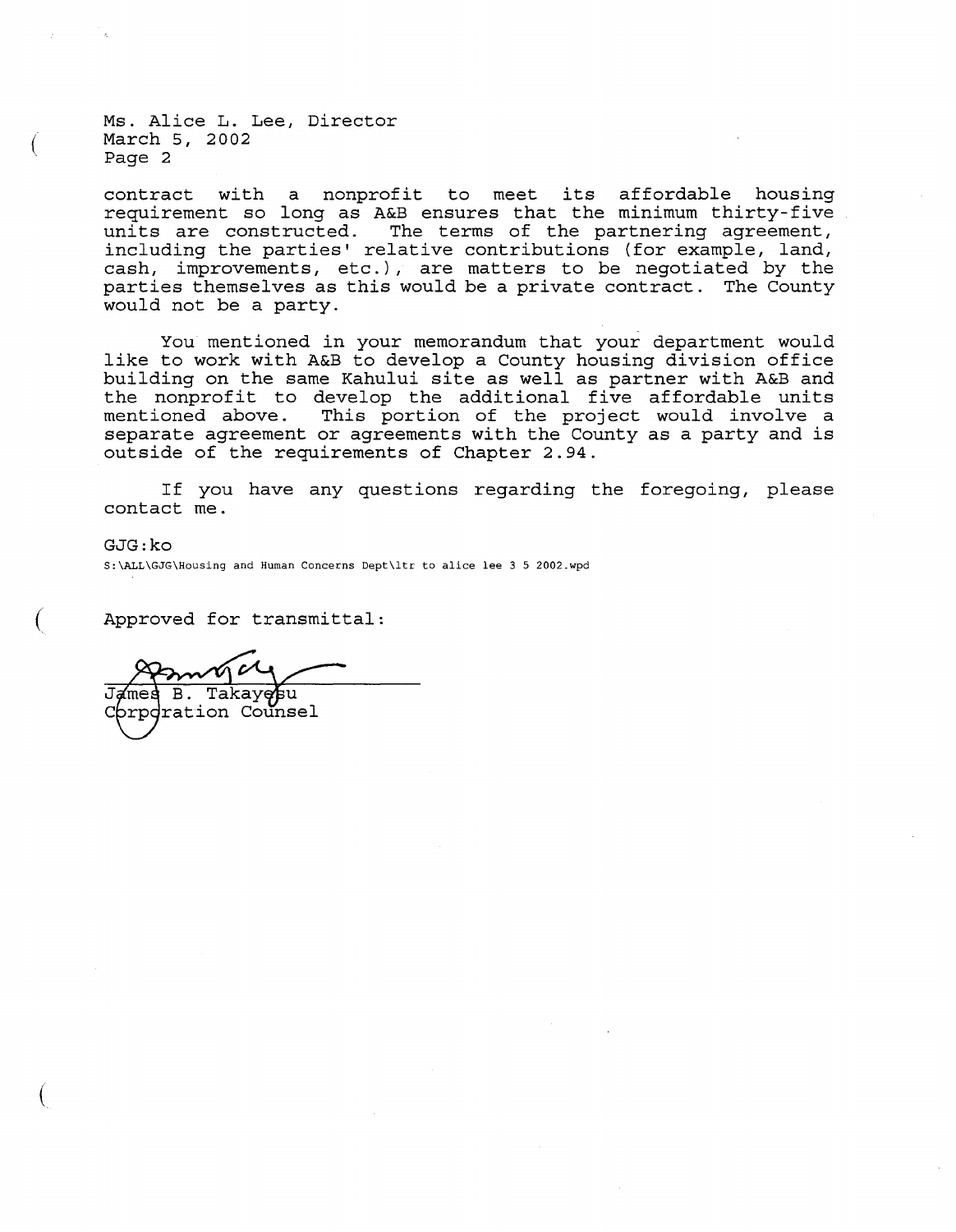contract with a nonprofit to meet its affordable housing requirement so long as A&B ensures that the minimum thirty-five units are constructed. The terms of the partnering agreement, including the parties' relative contributions (for example, land, cash, improvements, etc.), are matters to be negotiated by the parties themselves as this would be a private contract. The County would not be a party.

You mentioned in your memorandum that your department would like to work with A&B to develop a County housing division office building on the same Kahului site as well as partner with A&B and the nonprofit to develop the additional five affordable units mentioned above. This portion of the project would involve a separate agreement or agreements with the County as a party and is outside of the requirements of Chapter 2.94.

If you have any questions regarding the foregoing, please contact me.

GJG:ko

S:\ALL\GJG\Housing and Human Concerns Dept\ltr to alice lee 3 5 2002.wpd

Approved for transmittal:

James B. Takayesu
Corporation Counsel